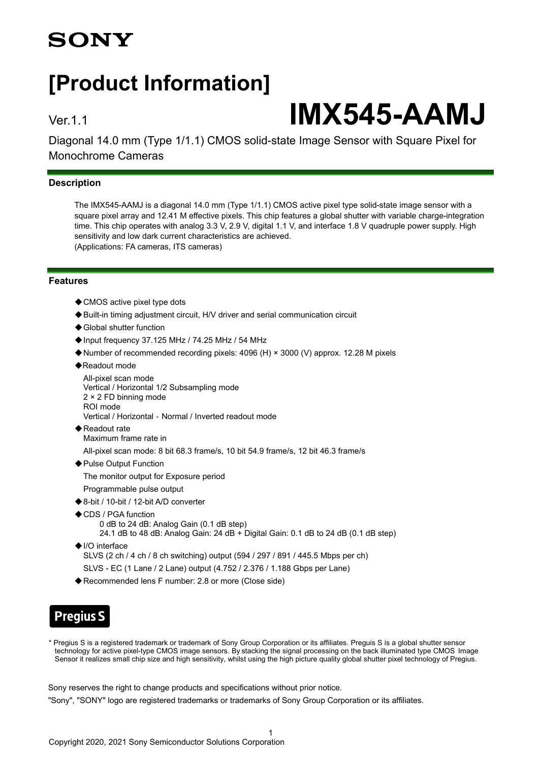SONY

# [Product Information]

Ver.1.1

# IMX545-AAMJ

Diagonal 14.0 mm (Type 1/1.1) CMOS solid-state Image Sensor with Square Pixel for Monochrome Cameras

## Description

The IMX545-AAMJ is a diagonal 14.0 mm (Type 1/1.1) CMOS active pixel type solid-state image sensor with a square pixel array and 12.41 M effective pixels. This chip features a global shutter with variable charge-integration time. This chip operates with analog 3.3 V, 2.9 V, digital 1.1 V, and interface 1.8 V quadruple power supply. High sensitivity and low dark current characteristics are achieved.
(Applications: FA cameras, ITS cameras)

## Features

- ◆CMOS active pixel type dots
- ◆Built-in timing adjustment circuit, H/V driver and serial communication circuit
- ◆Global shutter function
- ◆Input frequency 37.125 MHz / 74.25 MHz / 54 MHz
- ◆Number of recommended recording pixels: 4096 (H) × 3000 (V) approx. 12.28 M pixels
- ◆Readout mode
  - All-pixel scan mode
  - Vertical / Horizontal 1/2 Subsampling mode
  - 2 × 2 FD binning mode
  - ROI mode
  - Vertical / Horizontal - Normal / Inverted readout mode
- ◆Readout rate
  - Maximum frame rate in
  - All-pixel scan mode: 8 bit 68.3 frame/s, 10 bit 54.9 frame/s, 12 bit 46.3 frame/s
- ◆Pulse Output Function
  - The monitor output for Exposure period
  - Programmable pulse output
- ◆8-bit / 10-bit / 12-bit A/D converter
- ◆CDS / PGA function
  - 0 dB to 24 dB: Analog Gain (0.1 dB step)
  - 24.1 dB to 48 dB: Analog Gain: 24 dB + Digital Gain: 0.1 dB to 24 dB (0.1 dB step)
- ◆I/O interface
  - SLVS (2 ch / 4 ch / 8 ch switching) output (594 / 297 / 891 / 445.5 Mbps per ch)
  - SLVS - EC (1 Lane / 2 Lane) output (4.752 / 2.376 / 1.188 Gbps per Lane)
- ◆Recommended lens F number: 2.8 or more (Close side)

**Pregius S**

* Pregius S is a registered trademark or trademark of Sony Group Corporation or its affiliates. Preguis S is a global shutter sensor technology for active pixel-type CMOS image sensors. By stacking the signal processing on the back illuminated type CMOS Image Sensor it realizes small chip size and high sensitivity, whilst using the high picture quality global shutter pixel technology of Pregius.

Sony reserves the right to change products and specifications without prior notice.

"Sony", "SONY" logo are registered trademarks or trademarks of Sony Group Corporation or its affiliates.

Copyright 2020, 2021 Sony Semiconductor Solutions Corporation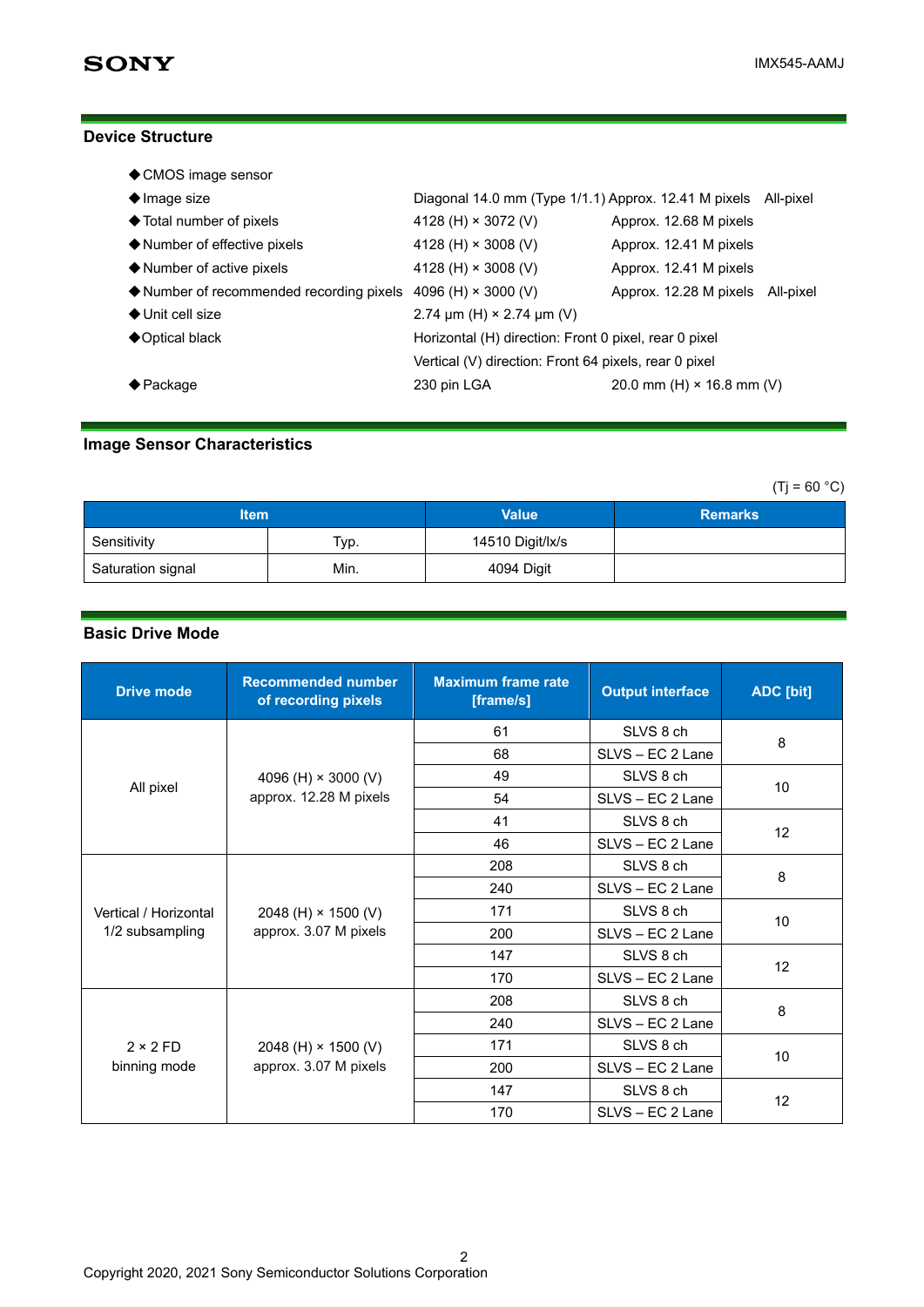## Device Structure

- ◆CMOS image sensor
- ◆Image size: Diagonal 14.0 mm (Type 1/1.1) Approx. 12.41 M pixels All-pixel
- ◆Total number of pixels: 4128 (H) × 3072 (V) Approx. 12.68 M pixels
- ◆Number of effective pixels: 4128 (H) × 3008 (V) Approx. 12.41 M pixels
- ◆Number of active pixels: 4128 (H) × 3008 (V) Approx. 12.41 M pixels
- ◆Number of recommended recording pixels: 4096 (H) × 3000 (V) Approx. 12.28 M pixels All-pixel
- ◆Unit cell size: 2.74 µm (H) × 2.74 µm (V)
- ◆Optical black: Horizontal (H) direction: Front 0 pixel, rear 0 pixel
  Vertical (V) direction: Front 64 pixels, rear 0 pixel
- ◆Package: 230 pin LGA 20.0 mm (H) × 16.8 mm (V)

## Image Sensor Characteristics

(Tj = 60 °C)

| Item | | Value | Remarks |
|---|---|---|---|
| Sensitivity | Typ. | 14510 Digit/lx/s | |
| Saturation signal | Min. | 4094 Digit | |

## Basic Drive Mode

| Drive mode | Recommended number of recording pixels | Maximum frame rate [frame/s] | Output interface | ADC [bit] |
|---|---|---|---|---|
| All pixel | 4096 (H) × 3000 (V) approx. 12.28 M pixels | 61 | SLVS 8 ch | 8 |
| | | 68 | SLVS – EC 2 Lane | |
| | | 49 | SLVS 8 ch | 10 |
| | | 54 | SLVS – EC 2 Lane | |
| | | 41 | SLVS 8 ch | 12 |
| | | 46 | SLVS – EC 2 Lane | |
| Vertical / Horizontal 1/2 subsampling | 2048 (H) × 1500 (V) approx. 3.07 M pixels | 208 | SLVS 8 ch | 8 |
| | | 240 | SLVS – EC 2 Lane | |
| | | 171 | SLVS 8 ch | 10 |
| | | 200 | SLVS – EC 2 Lane | |
| | | 147 | SLVS 8 ch | 12 |
| | | 170 | SLVS – EC 2 Lane | |
| 2 × 2 FD binning mode | 2048 (H) × 1500 (V) approx. 3.07 M pixels | 208 | SLVS 8 ch | 8 |
| | | 240 | SLVS – EC 2 Lane | |
| | | 171 | SLVS 8 ch | 10 |
| | | 200 | SLVS – EC 2 Lane | |
| | | 147 | SLVS 8 ch | 12 |
| | | 170 | SLVS – EC 2 Lane | |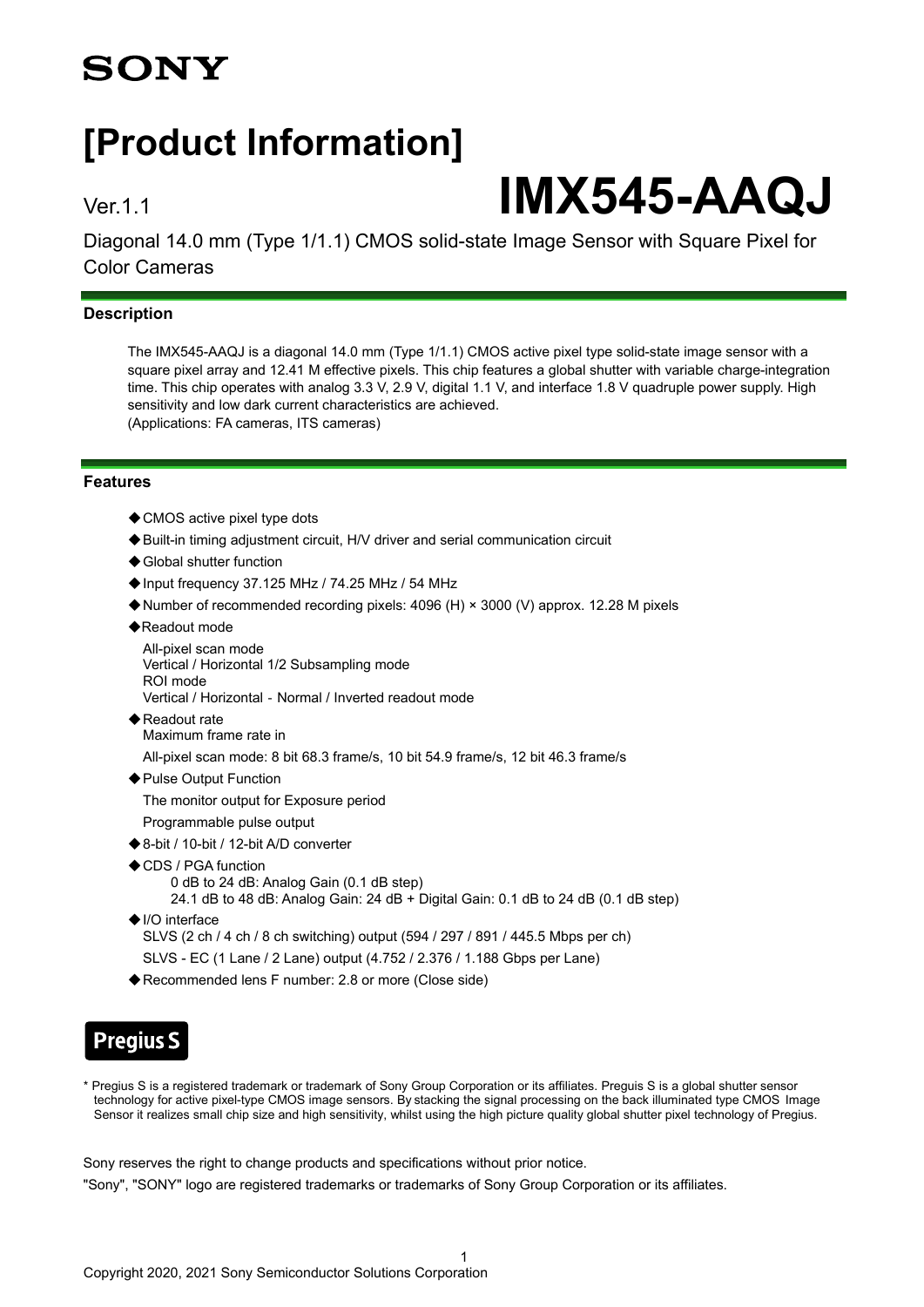# SONY

# [Product Information]

Ver.1.1

# IMX545-AAQJ

Diagonal 14.0 mm (Type 1/1.1) CMOS solid-state Image Sensor with Square Pixel for Color Cameras

## Description

The IMX545-AAQJ is a diagonal 14.0 mm (Type 1/1.1) CMOS active pixel type solid-state image sensor with a square pixel array and 12.41 M effective pixels. This chip features a global shutter with variable charge-integration time. This chip operates with analog 3.3 V, 2.9 V, digital 1.1 V, and interface 1.8 V quadruple power supply. High sensitivity and low dark current characteristics are achieved.
(Applications: FA cameras, ITS cameras)

## Features

- ◆CMOS active pixel type dots
- ◆Built-in timing adjustment circuit, H/V driver and serial communication circuit
- ◆Global shutter function
- ◆Input frequency 37.125 MHz / 74.25 MHz / 54 MHz
- ◆Number of recommended recording pixels: 4096 (H) × 3000 (V) approx. 12.28 M pixels
- ◆Readout mode

  All-pixel scan mode
  Vertical / Horizontal 1/2 Subsampling mode
  ROI mode
  Vertical / Horizontal - Normal / Inverted readout mode
- ◆Readout rate
  Maximum frame rate in

  All-pixel scan mode: 8 bit 68.3 frame/s, 10 bit 54.9 frame/s, 12 bit 46.3 frame/s
- ◆Pulse Output Function

  The monitor output for Exposure period

  Programmable pulse output
- ◆8-bit / 10-bit / 12-bit A/D converter
- ◆CDS / PGA function
  - 0 dB to 24 dB: Analog Gain (0.1 dB step)
  - 24.1 dB to 48 dB: Analog Gain: 24 dB + Digital Gain: 0.1 dB to 24 dB (0.1 dB step)
- ◆I/O interface
  SLVS (2 ch / 4 ch / 8 ch switching) output (594 / 297 / 891 / 445.5 Mbps per ch)

  SLVS - EC (1 Lane / 2 Lane) output (4.752 / 2.376 / 1.188 Gbps per Lane)
- ◆Recommended lens F number: 2.8 or more (Close side)

**Pregius S**

\* Pregius S is a registered trademark or trademark of Sony Group Corporation or its affiliates. Preguis S is a global shutter sensor technology for active pixel-type CMOS image sensors. By stacking the signal processing on the back illuminated type CMOS Image Sensor it realizes small chip size and high sensitivity, whilst using the high picture quality global shutter pixel technology of Pregius.

Sony reserves the right to change products and specifications without prior notice.

"Sony", "SONY" logo are registered trademarks or trademarks of Sony Group Corporation or its affiliates.

Copyright 2020, 2021 Sony Semiconductor Solutions Corporation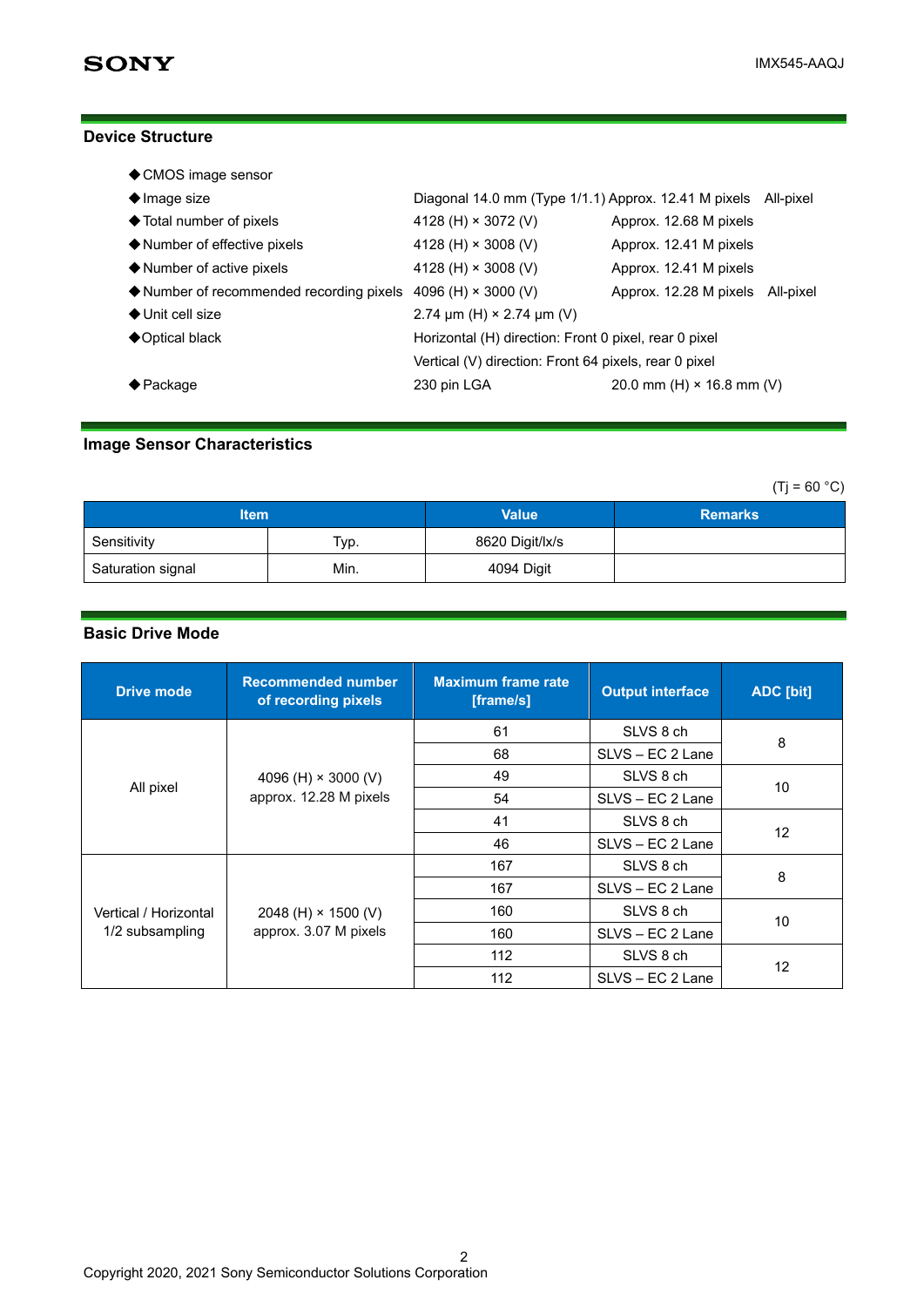## Device Structure

- ◆CMOS image sensor
- ◆Image size — Diagonal 14.0 mm (Type 1/1.1) Approx. 12.41 M pixels All-pixel
- ◆Total number of pixels — 4128 (H) × 3072 (V) Approx. 12.68 M pixels
- ◆Number of effective pixels — 4128 (H) × 3008 (V) Approx. 12.41 M pixels
- ◆Number of active pixels — 4128 (H) × 3008 (V) Approx. 12.41 M pixels
- ◆Number of recommended recording pixels — 4096 (H) × 3000 (V) Approx. 12.28 M pixels All-pixel
- ◆Unit cell size — 2.74 µm (H) × 2.74 µm (V)
- ◆Optical black — Horizontal (H) direction: Front 0 pixel, rear 0 pixel
  Vertical (V) direction: Front 64 pixels, rear 0 pixel
- ◆Package — 230 pin LGA 20.0 mm (H) × 16.8 mm (V)

## Image Sensor Characteristics

(Tj = 60 °C)

| Item | | Value | Remarks |
|---|---|---|---|
| Sensitivity | Typ. | 8620 Digit/lx/s | |
| Saturation signal | Min. | 4094 Digit | |

## Basic Drive Mode

| Drive mode | Recommended number of recording pixels | Maximum frame rate [frame/s] | Output interface | ADC [bit] |
|---|---|---|---|---|
| All pixel | 4096 (H) × 3000 (V) approx. 12.28 M pixels | 61 | SLVS 8 ch | 8 |
| | | 68 | SLVS – EC 2 Lane | |
| | | 49 | SLVS 8 ch | 10 |
| | | 54 | SLVS – EC 2 Lane | |
| | | 41 | SLVS 8 ch | 12 |
| | | 46 | SLVS – EC 2 Lane | |
| Vertical / Horizontal 1/2 subsampling | 2048 (H) × 1500 (V) approx. 3.07 M pixels | 167 | SLVS 8 ch | 8 |
| | | 167 | SLVS – EC 2 Lane | |
| | | 160 | SLVS 8 ch | 10 |
| | | 160 | SLVS – EC 2 Lane | |
| | | 112 | SLVS 8 ch | 12 |
| | | 112 | SLVS – EC 2 Lane | |